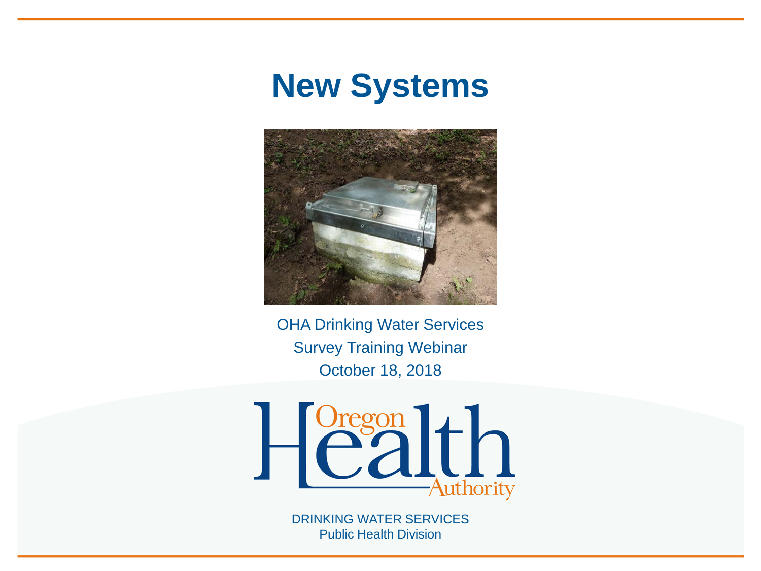# New Systems

OHA Drinking Water Services

Survey Training Webinar

October 18, 2018

Oregon Health Authority

DRINKING WATER SERVICES

Public Health Division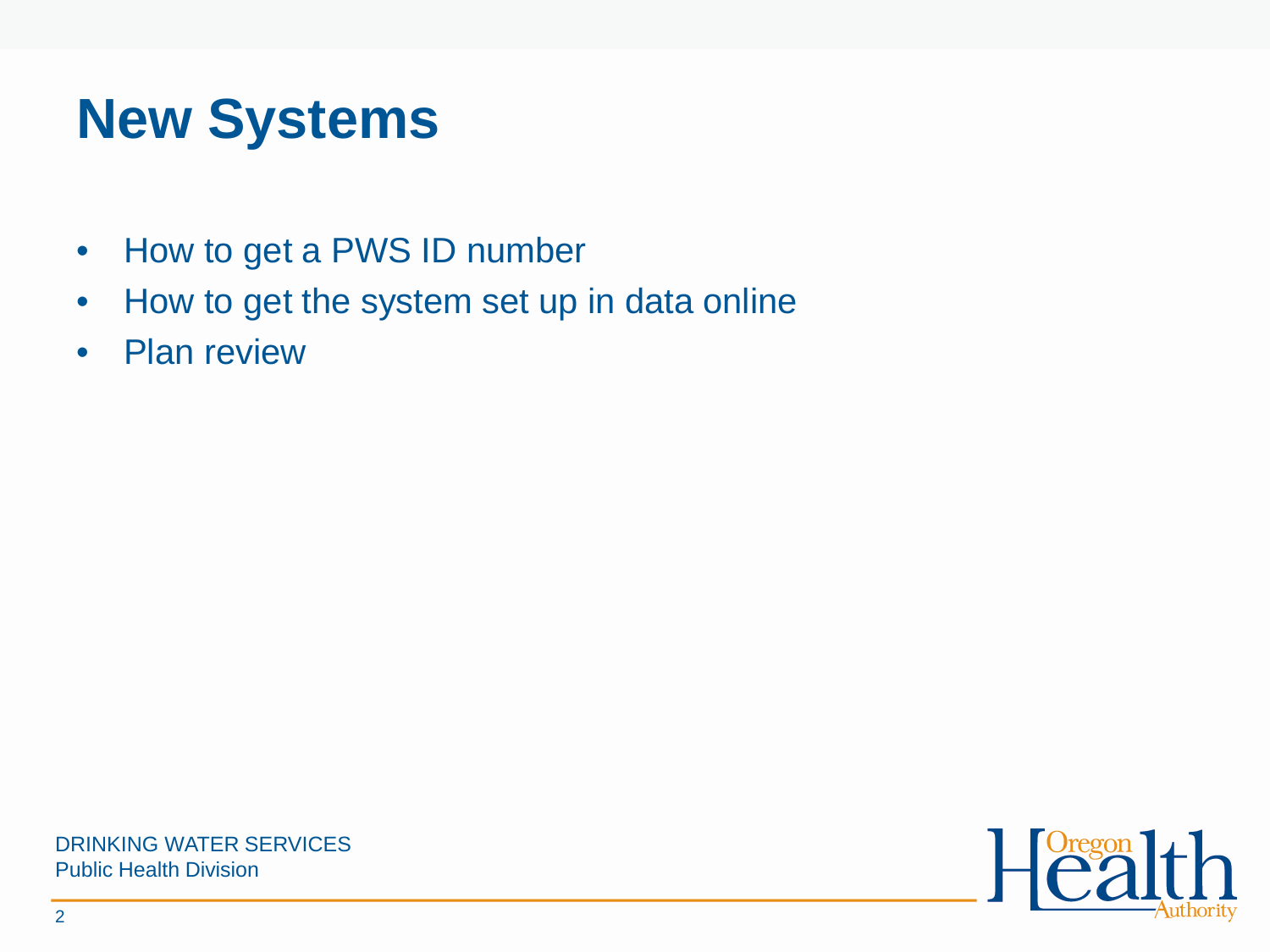# New Systems

- How to get a PWS ID number
- How to get the system set up in data online
- Plan review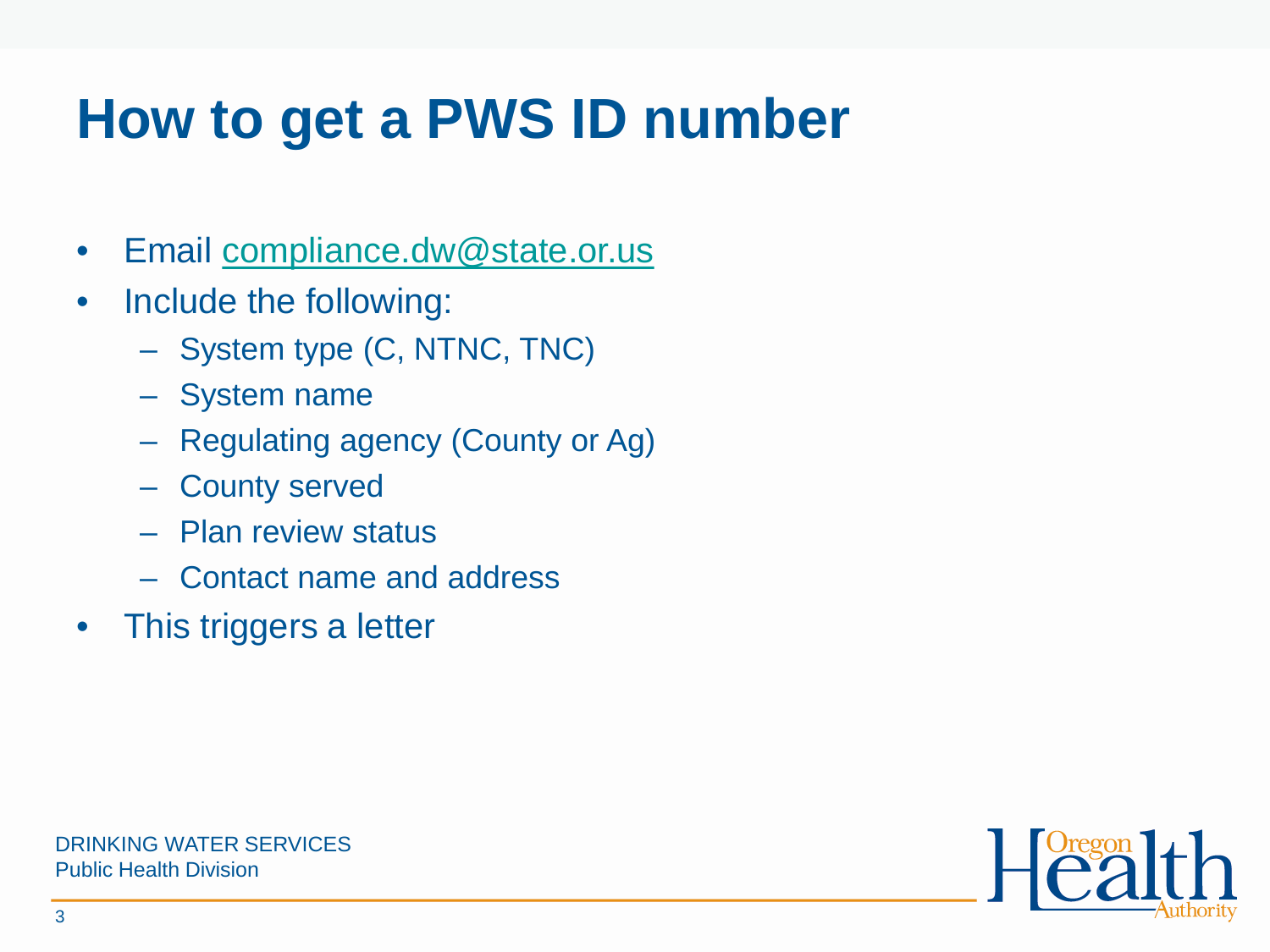# How to get a PWS ID number

- Email compliance.dw@state.or.us
- Include the following:
  - System type (C, NTNC, TNC)
  - System name
  - Regulating agency (County or Ag)
  - County served
  - Plan review status
  - Contact name and address
- This triggers a letter

DRINKING WATER SERVICES
Public Health Division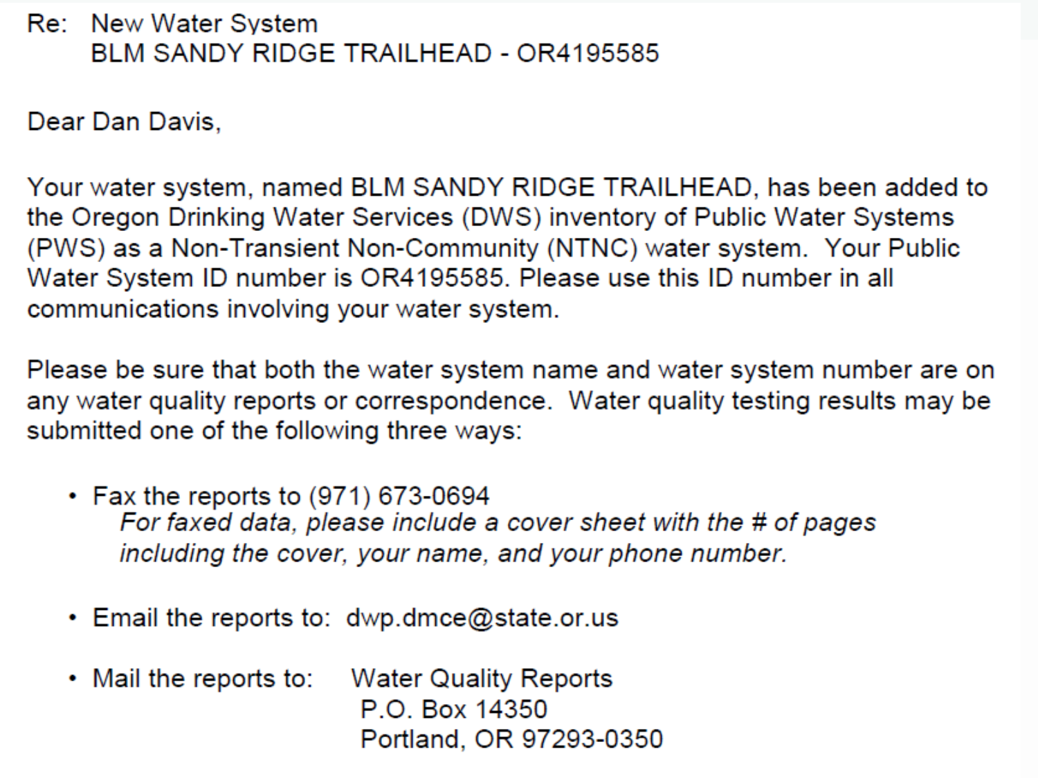Re: New Water System
BLM SANDY RIDGE TRAILHEAD - OR4195585

Dear Dan Davis,

Your water system, named BLM SANDY RIDGE TRAILHEAD, has been added to the Oregon Drinking Water Services (DWS) inventory of Public Water Systems (PWS) as a Non-Transient Non-Community (NTNC) water system. Your Public Water System ID number is OR4195585. Please use this ID number in all communications involving your water system.

Please be sure that both the water system name and water system number are on any water quality reports or correspondence. Water quality testing results may be submitted one of the following three ways:

- Fax the reports to (971) 673-0694
  *For faxed data, please include a cover sheet with the # of pages including the cover, your name, and your phone number.*

- Email the reports to: dwp.dmce@state.or.us

- Mail the reports to: Water Quality Reports
  P.O. Box 14350
  Portland, OR 97293-0350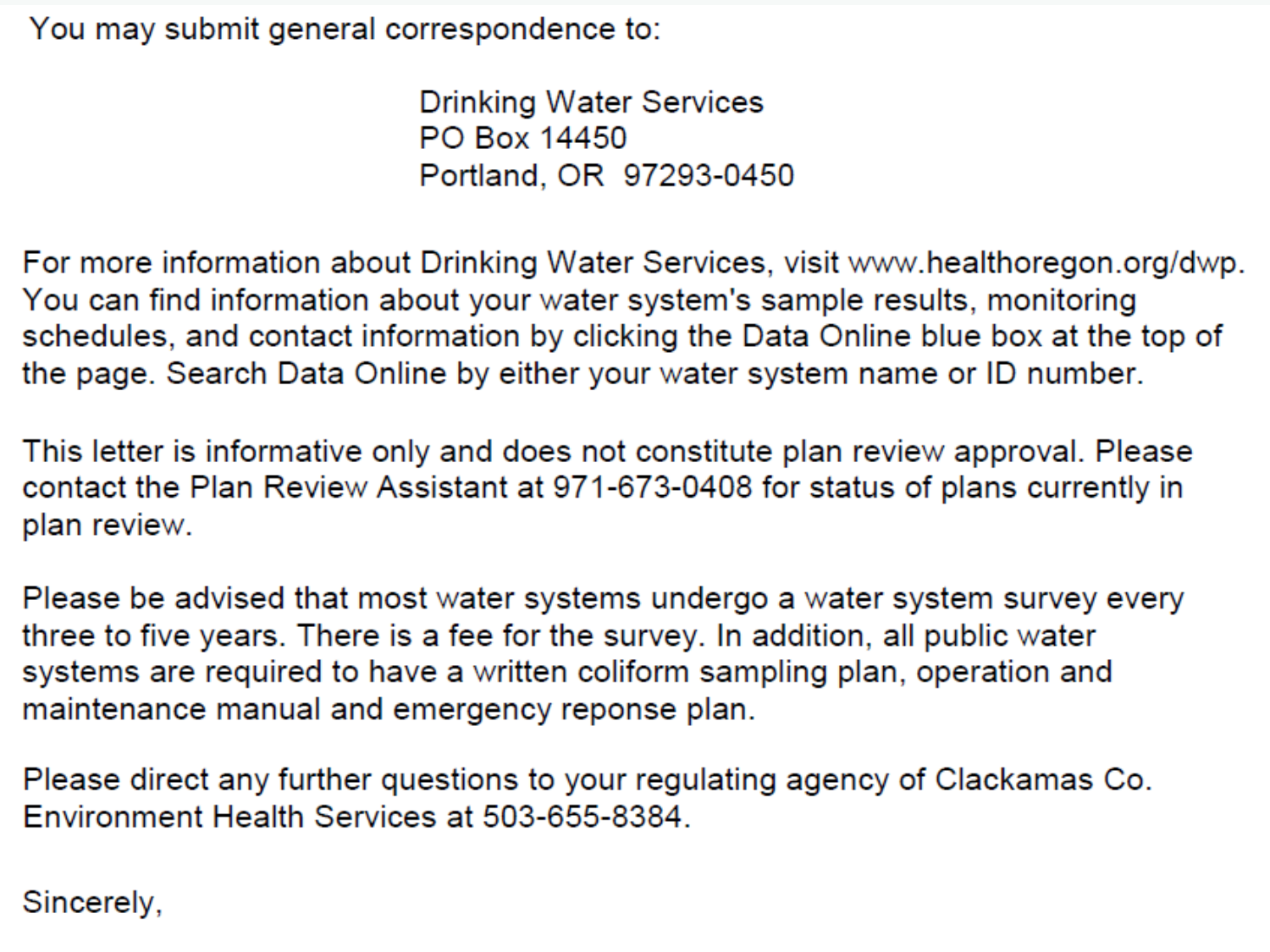You may submit general correspondence to:

Drinking Water Services
PO Box 14450
Portland, OR 97293-0450

For more information about Drinking Water Services, visit www.healthoregon.org/dwp. You can find information about your water system's sample results, monitoring schedules, and contact information by clicking the Data Online blue box at the top of the page. Search Data Online by either your water system name or ID number.

This letter is informative only and does not constitute plan review approval. Please contact the Plan Review Assistant at 971-673-0408 for status of plans currently in plan review.

Please be advised that most water systems undergo a water system survey every three to five years. There is a fee for the survey. In addition, all public water systems are required to have a written coliform sampling plan, operation and maintenance manual and emergency reponse plan.

Please direct any further questions to your regulating agency of Clackamas Co. Environment Health Services at 503-655-8384.

Sincerely,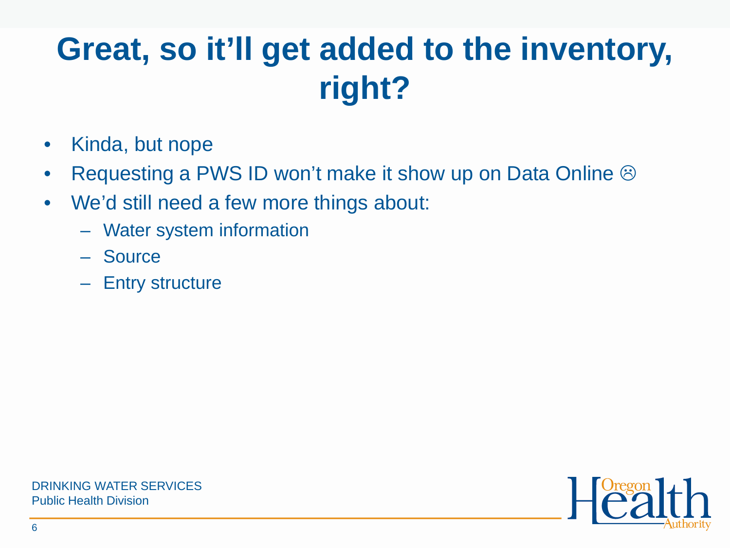# Great, so it'll get added to the inventory, right?

- Kinda, but nope
- Requesting a PWS ID won't make it show up on Data Online ☹
- We'd still need a few more things about:
  - Water system information
  - Source
  - Entry structure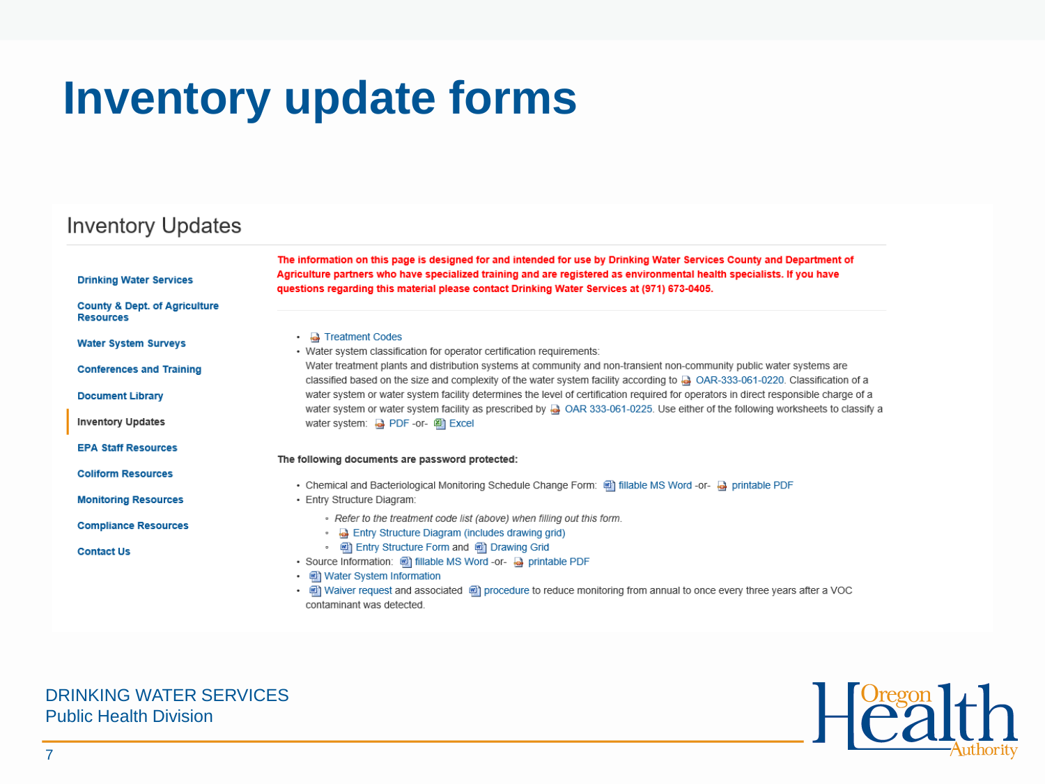# Inventory update forms

## Inventory Updates

- Drinking Water Services
- County & Dept. of Agriculture Resources
- Water System Surveys
- Conferences and Training
- Document Library
- Inventory Updates
- EPA Staff Resources
- Coliform Resources
- Monitoring Resources
- Compliance Resources
- Contact Us

**The information on this page is designed for and intended for use by Drinking Water Services County and Department of Agriculture partners who have specialized training and are registered as environmental health specialists. If you have questions regarding this material please contact Drinking Water Services at (971) 673-0405.**

- Treatment Codes
- Water system classification for operator certification requirements:
  Water treatment plants and distribution systems at community and non-transient non-community public water systems are classified based on the size and complexity of the water system facility according to OAR-333-061-0220. Classification of a water system or water system facility determines the level of certification required for operators in direct responsible charge of a water system or water system facility as prescribed by OAR 333-061-0225. Use either of the following worksheets to classify a water system: PDF -or- Excel

**The following documents are password protected:**

- Chemical and Bacteriological Monitoring Schedule Change Form: fillable MS Word -or- printable PDF
- Entry Structure Diagram:
  - *Refer to the treatment code list (above) when filling out this form.*
  - Entry Structure Diagram (includes drawing grid)
  - Entry Structure Form and Drawing Grid
- Source Information: fillable MS Word -or- printable PDF
- Water System Information
- Waiver request and associated procedure to reduce monitoring from annual to once every three years after a VOC contaminant was detected.

DRINKING WATER SERVICES
Public Health Division

Oregon Health Authority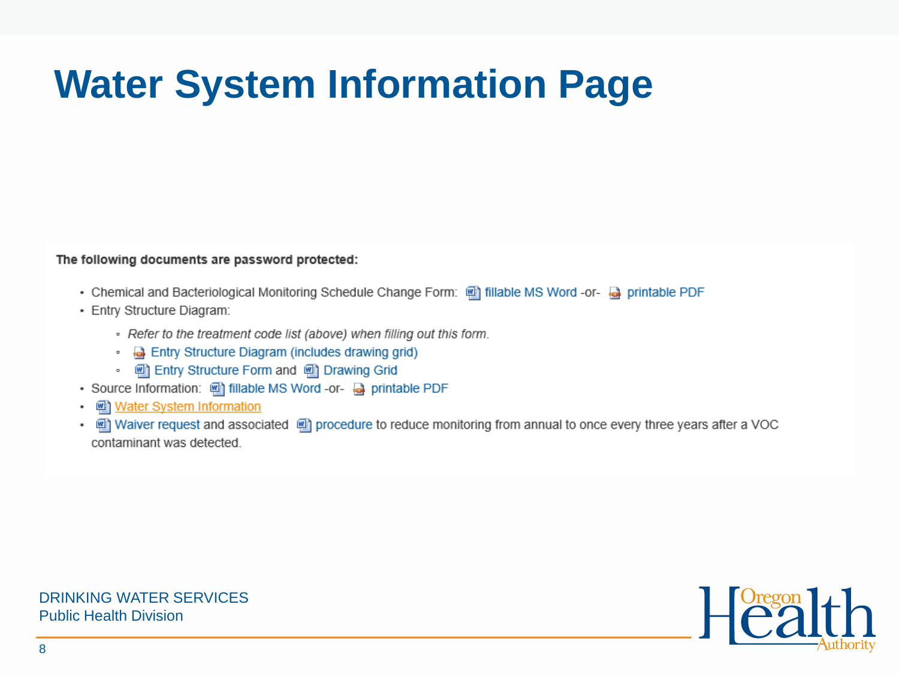# Water System Information Page

**The following documents are password protected:**

- Chemical and Bacteriological Monitoring Schedule Change Form: fillable MS Word -or- printable PDF
- Entry Structure Diagram:
  - *Refer to the treatment code list (above) when filling out this form.*
  - Entry Structure Diagram (includes drawing grid)
  - Entry Structure Form and Drawing Grid
- Source Information: fillable MS Word -or- printable PDF
- Water System Information
- Waiver request and associated procedure to reduce monitoring from annual to once every three years after a VOC contaminant was detected.

DRINKING WATER SERVICES
Public Health Division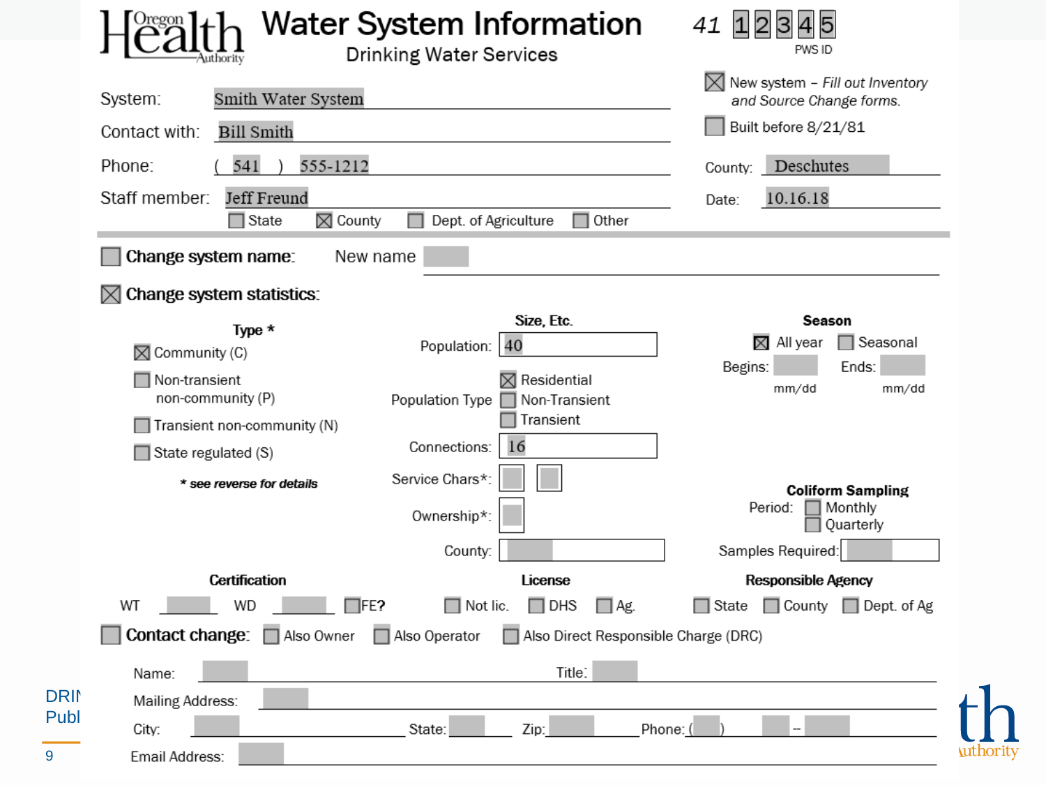# Water System Information

Oregon Health Authority

Drinking Water Services

41 1 2 3 4 5

PWS ID

System: Smith Water System

Contact with: Bill Smith

Phone: ( 541 ) 555-1212

Staff member: Jeff Freund

☐ State ☒ County ☐ Dept. of Agriculture ☐ Other

☒ New system – *Fill out Inventory and Source Change forms.*

☐ Built before 8/21/81

County: Deschutes

Date: 10.16.18

☐ **Change system name:** New name

☒ **Change system statistics:**

**Type ***

☒ Community (C)

☐ Non-transient non-community (P)

☐ Transient non-community (N)

☐ State regulated (S)

***** see reverse for details***

**Size, Etc.**

Population: 40

Population Type: ☒ Residential ☐ Non-Transient ☐ Transient

Connections: 16

Service Chars*:

Ownership*:

County:

**Season**

☒ All year ☐ Seasonal

Begins: mm/dd Ends: mm/dd

**Coliform Sampling**

Period: ☐ Monthly ☐ Quarterly

Samples Required:

**Certification**

WT ____ WD ____ ☐ FE?

**License**

☐ Not lic. ☐ DHS ☐ Ag.

**Responsible Agency**

☐ State ☐ County ☐ Dept. of Ag

☐ **Contact change:** ☐ Also Owner ☐ Also Operator ☐ Also Direct Responsible Charge (DRC)

Name: ____ Title: ____

Mailing Address: ____

City: ____ State: ____ Zip: ____ Phone: ( ) -

Email Address: ____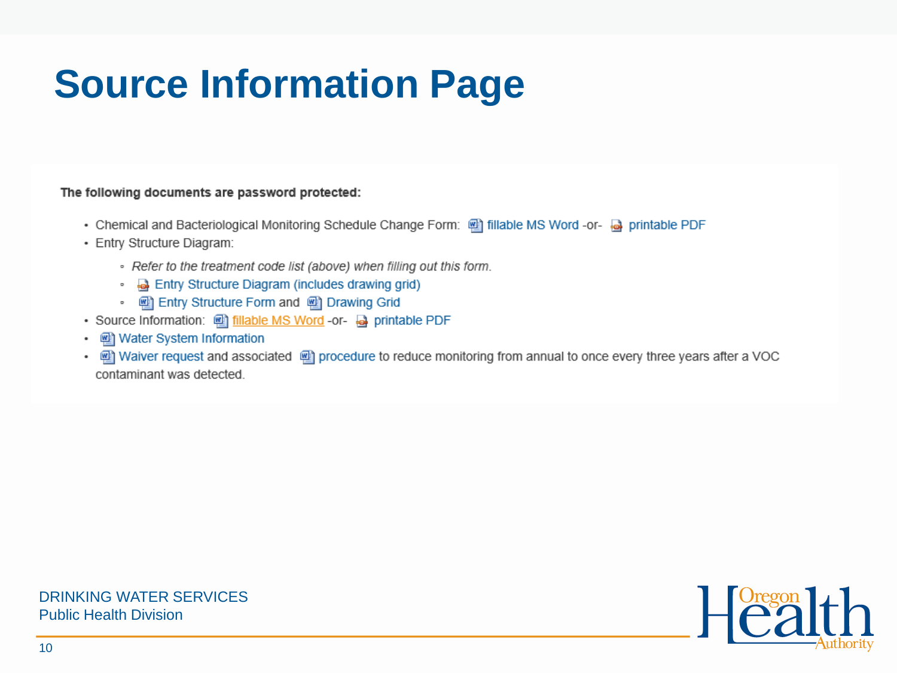# Source Information Page

**The following documents are password protected:**

- Chemical and Bacteriological Monitoring Schedule Change Form: fillable MS Word -or- printable PDF
- Entry Structure Diagram:
  - *Refer to the treatment code list (above) when filling out this form.*
  - Entry Structure Diagram (includes drawing grid)
  - Entry Structure Form and Drawing Grid
- Source Information: fillable MS Word -or- printable PDF
- Water System Information
- Waiver request and associated procedure to reduce monitoring from annual to once every three years after a VOC contaminant was detected.

DRINKING WATER SERVICES
Public Health Division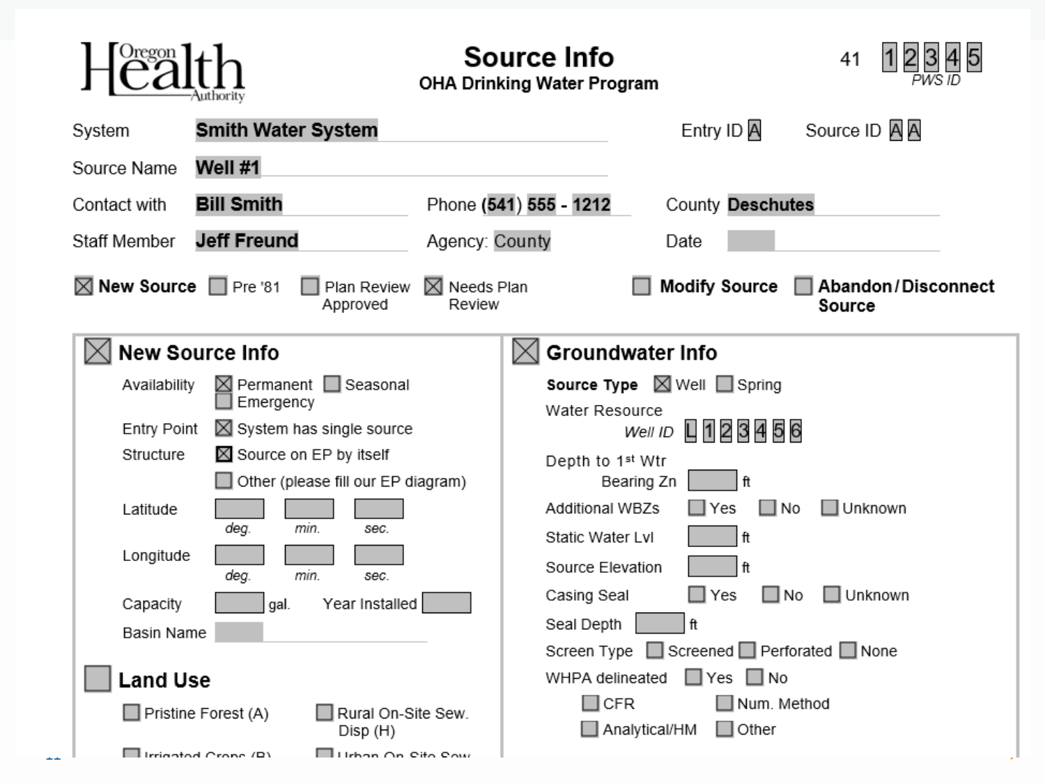Oregon Health Authority

# Source Info

**OHA Drinking Water Program**

41 1 2 3 4 5
*PWS ID*

System: **Smith Water System**

Entry ID: A

Source ID: A A

Source Name: **Well #1**

Contact with: **Bill Smith**

Phone: **(541) 555 - 1212**

County: **Deschutes**

Staff Member: **Jeff Freund**

Agency: County

Date:

☒ **New Source** ☐ Pre '81 ☐ Plan Review Approved ☒ Needs Plan Review

☐ **Modify Source** ☐ **Abandon/Disconnect Source**

## ☒ New Source Info

Availability: ☒ Permanent ☐ Seasonal ☐ Emergency

Entry Point: ☒ System has single source

Structure: ☒ Source on EP by itself

☐ Other (please fill our EP diagram)

Latitude: ___ *deg.* ___ *min.* ___ *sec.*

Longitude: ___ *deg.* ___ *min.* ___ *sec.*

Capacity: ___ gal.

Year Installed: ___

Basin Name: ___

## ☐ Land Use

☐ Pristine Forest (A)

☐ Rural On-Site Sew. Disp (H)

☐ Irrigated Crops (B)

☐ Urban On Site Sew.

## ☒ Groundwater Info

**Source Type** ☒ Well ☐ Spring

Water Resource

*Well ID* L 1 2 3 4 5 6

Depth to 1st Wtr Bearing Zn: ___ ft

Additional WBZs: ☐ Yes ☐ No ☐ Unknown

Static Water Lvl: ___ ft

Source Elevation: ___ ft

Casing Seal: ☐ Yes ☐ No ☐ Unknown

Seal Depth: ___ ft

Screen Type: ☐ Screened ☐ Perforated ☐ None

WHPA delineated: ☐ Yes ☐ No

☐ CFR ☐ Num. Method

☐ Analytical/HM ☐ Other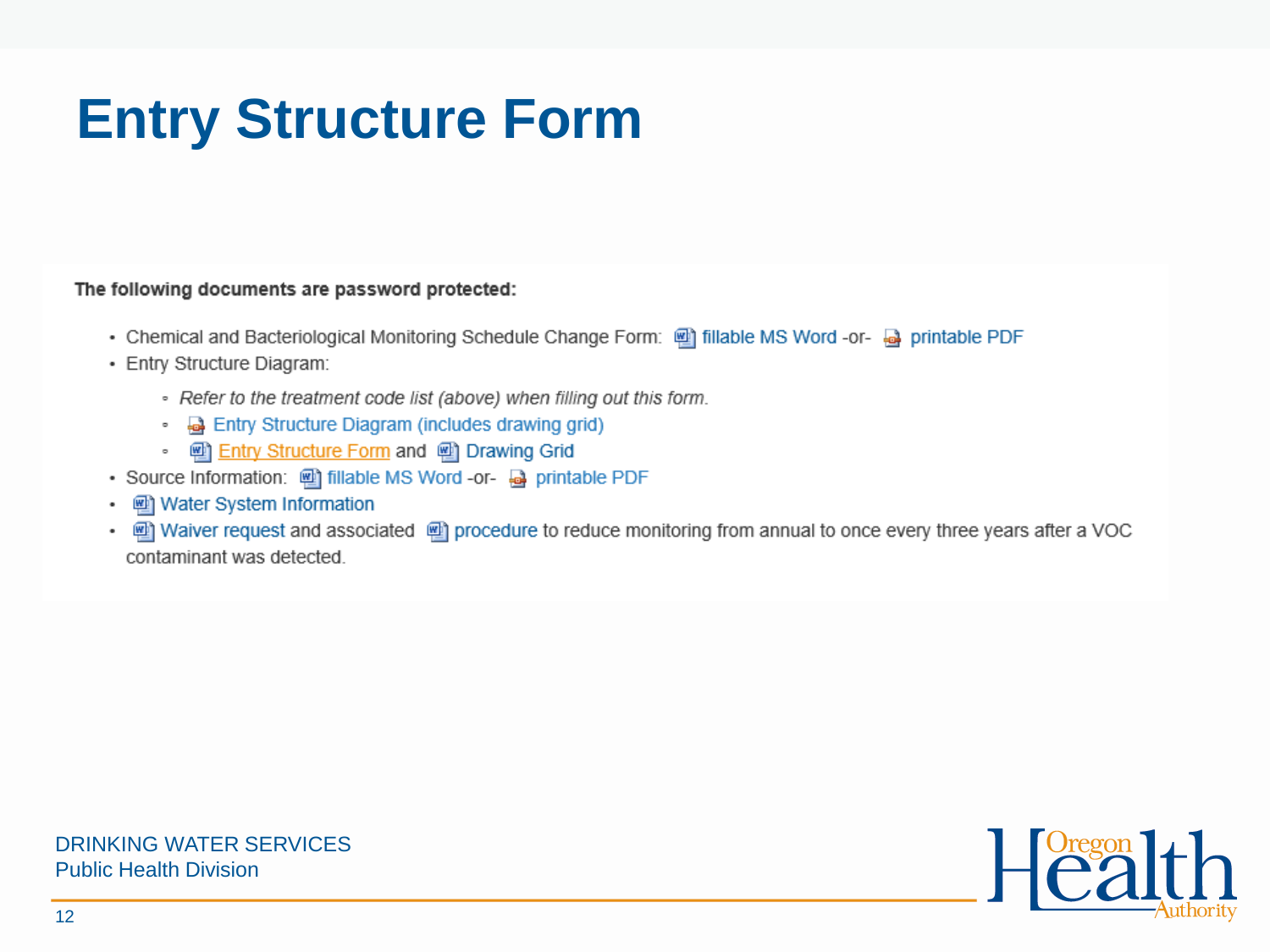# Entry Structure Form

**The following documents are password protected:**

- Chemical and Bacteriological Monitoring Schedule Change Form: fillable MS Word -or- printable PDF
- Entry Structure Diagram:
  - *Refer to the treatment code list (above) when filling out this form.*
  - Entry Structure Diagram (includes drawing grid)
  - Entry Structure Form and Drawing Grid
- Source Information: fillable MS Word -or- printable PDF
- Water System Information
- Waiver request and associated procedure to reduce monitoring from annual to once every three years after a VOC contaminant was detected.

DRINKING WATER SERVICES
Public Health Division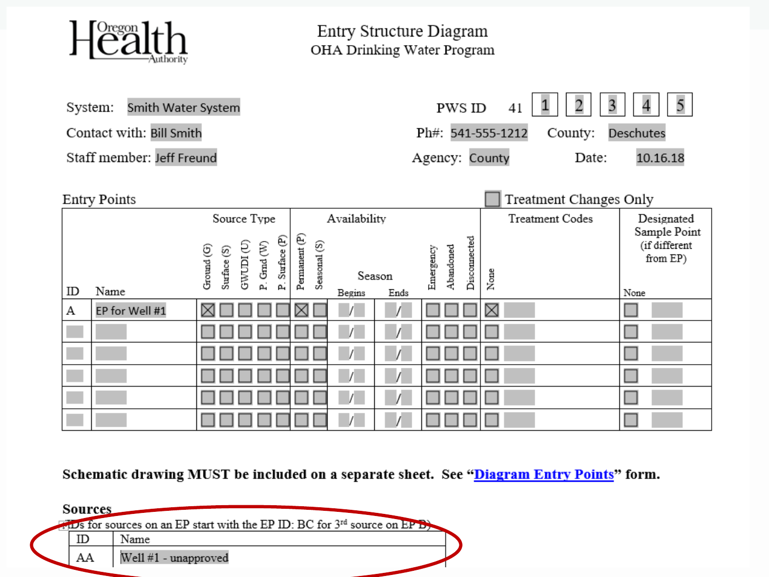# Entry Structure Diagram

## OHA Drinking Water Program

Oregon Health Authority

System: Smith Water System

PWS ID 41 1 2 3 4 5

Contact with: Bill Smith

Ph#: 541-555-1212

County: Deschutes

Staff member: Jeff Freund

Agency: County

Date: 10.16.18

### Entry Points

☐ Treatment Changes Only

| ID | Name | Source Type | | | | | Availability | | | | | | | Treatment Codes | | Designated Sample Point (if different from EP) | |
|---|---|---|---|---|---|---|---|---|---|---|---|---|---|---|---|---|---|
| | | Ground (G) | Surface (S) | GWUDI (U) | P. Grnd (W) | P. Surface (P) | Permanent (P) | Seasonal (S) | Season Begins | Season Ends | Emergency | Abandoned | Disconnected | None | | None | |
| A | EP for Well #1 | ☒ | ☐ | ☐ | ☐ | ☐ | ☒ | ☐ | / | / | ☐ | ☐ | ☐ | ☒ | | ☐ | |
| | | ☐ | ☐ | ☐ | ☐ | ☐ | ☐ | ☐ | / | / | ☐ | ☐ | ☐ | ☐ | | ☐ | |
| | | ☐ | ☐ | ☐ | ☐ | ☐ | ☐ | ☐ | / | / | ☐ | ☐ | ☐ | ☐ | | ☐ | |
| | | ☐ | ☐ | ☐ | ☐ | ☐ | ☐ | ☐ | / | / | ☐ | ☐ | ☐ | ☐ | | ☐ | |
| | | ☐ | ☐ | ☐ | ☐ | ☐ | ☐ | ☐ | / | / | ☐ | ☐ | ☐ | ☐ | | ☐ | |
| | | ☐ | ☐ | ☐ | ☐ | ☐ | ☐ | ☐ | / | / | ☐ | ☐ | ☐ | ☐ | | ☐ | |

**Schematic drawing MUST be included on a separate sheet. See "Diagram Entry Points" form.**

### Sources

(IDs for sources on an EP start with the EP ID: BC for 3rd source on EP B)

| ID | Name |
|---|---|
| AA | Well #1 - unapproved |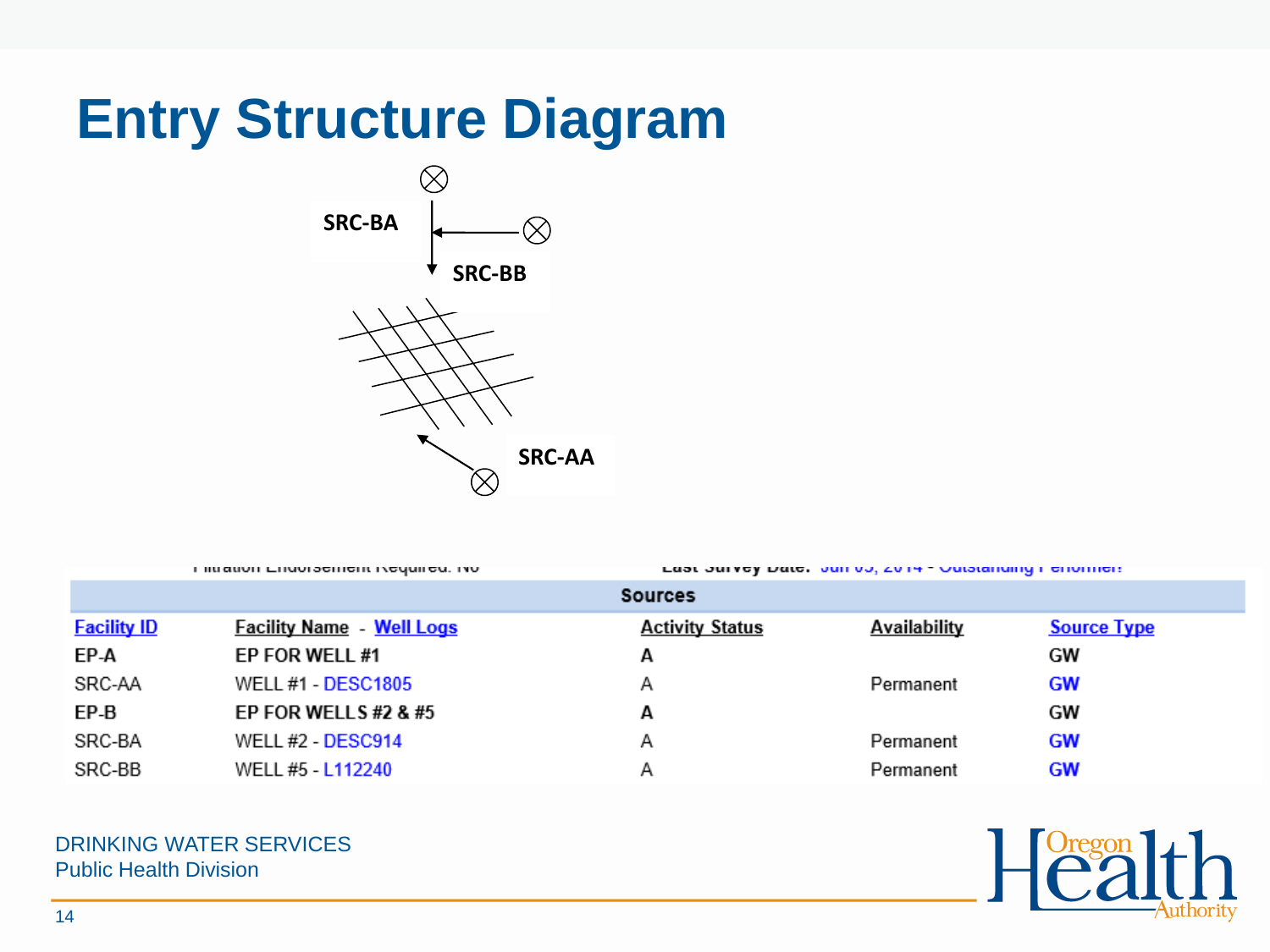# Entry Structure Diagram

SRC-BA

SRC-BB

SRC-AA

Filtration Endorsement Required: No

Last Survey Date: Jun 05, 2014 - Outstanding Performer!

| Sources | | | | |
|---|---|---|---|---|
| Facility ID | Facility Name - Well Logs | Activity Status | Availability | Source Type |
| EP-A | EP FOR WELL #1 | A | | GW |
| SRC-AA | WELL #1 - DESC1805 | A | Permanent | GW |
| EP-B | EP FOR WELLS #2 & #5 | A | | GW |
| SRC-BA | WELL #2 - DESC914 | A | Permanent | GW |
| SRC-BB | WELL #5 - L112240 | A | Permanent | GW |

DRINKING WATER SERVICES
Public Health Division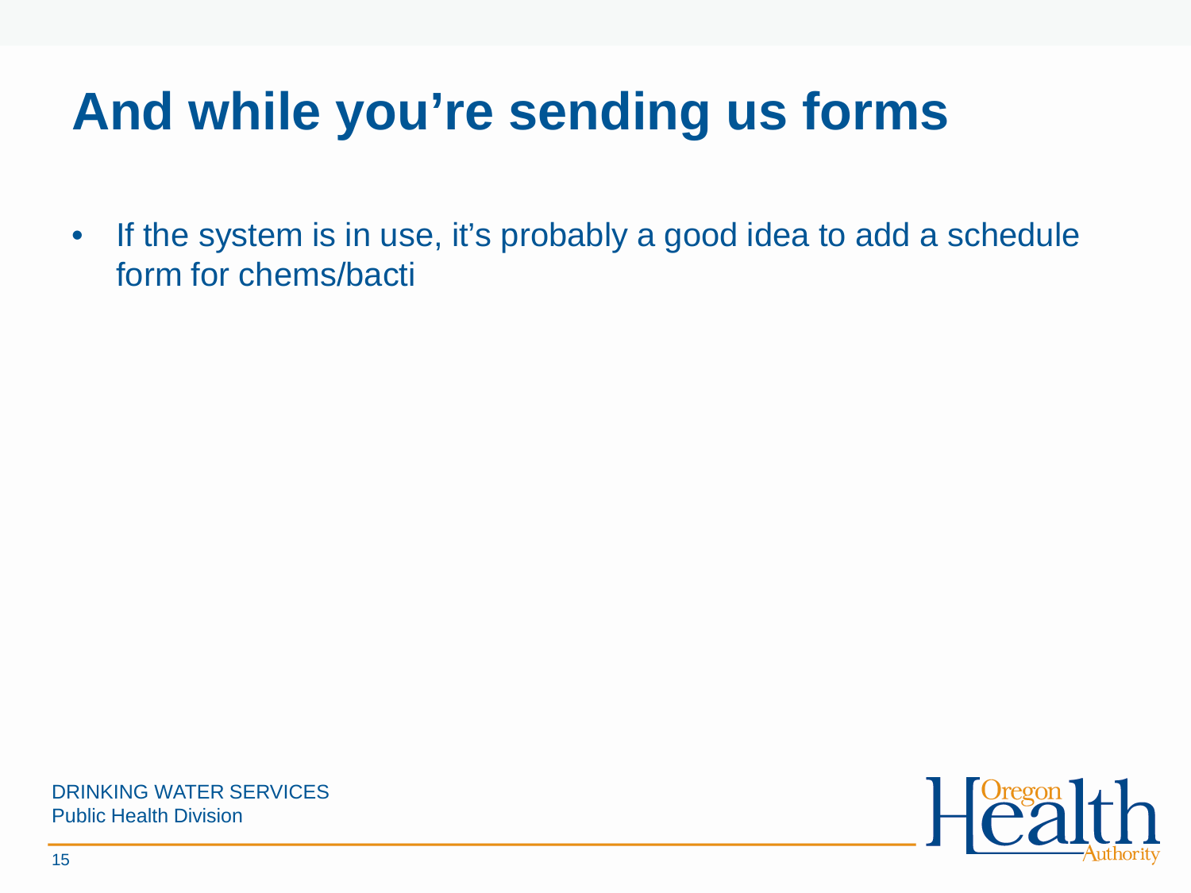# And while you're sending us forms

- If the system is in use, it's probably a good idea to add a schedule form for chems/bacti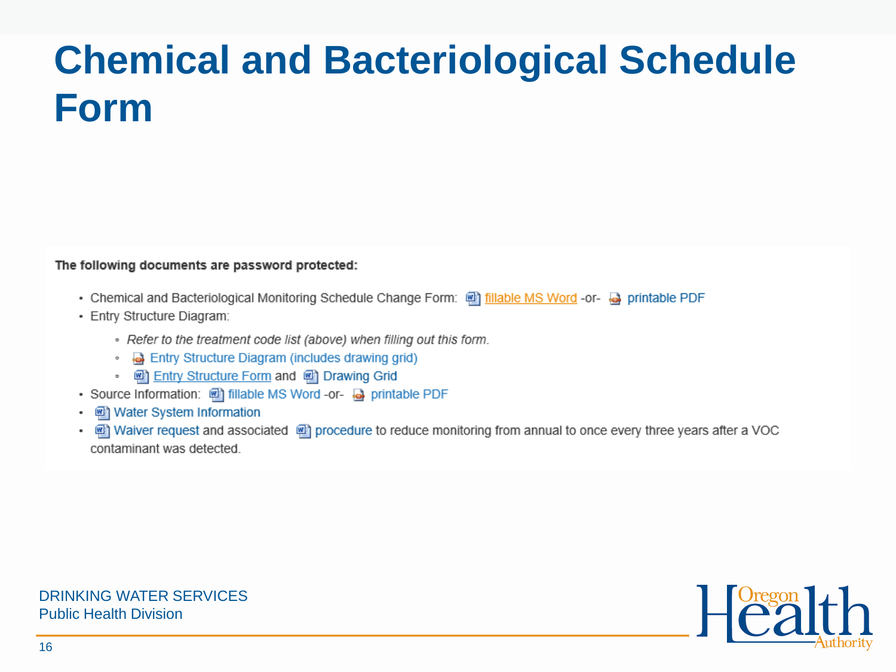# Chemical and Bacteriological Schedule Form

**The following documents are password protected:**

- Chemical and Bacteriological Monitoring Schedule Change Form: fillable MS Word -or- printable PDF
- Entry Structure Diagram:
  - *Refer to the treatment code list (above) when filling out this form.*
  - Entry Structure Diagram (includes drawing grid)
  - Entry Structure Form and Drawing Grid
- Source Information: fillable MS Word -or- printable PDF
- Water System Information
- Waiver request and associated procedure to reduce monitoring from annual to once every three years after a VOC contaminant was detected.

DRINKING WATER SERVICES
Public Health Division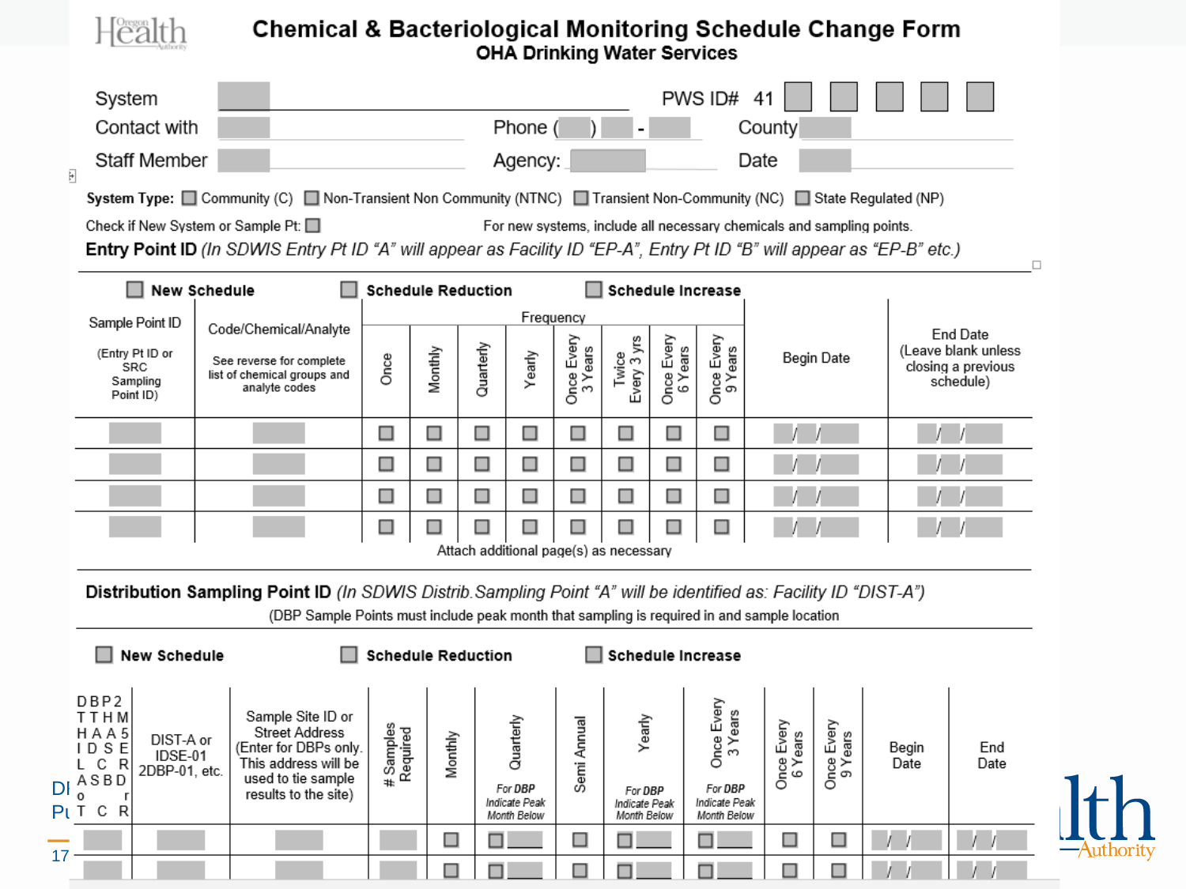# Chemical & Bacteriological Monitoring Schedule Change Form

## OHA Drinking Water Services

System ______________________ PWS ID# 41 ☐ ☐ ☐ ☐ ☐

Contact with Staff Member ______________ Phone ( ) - ______ County ______

Agency: ______________ Date ______

**System Type:** ☐ Community (C) ☐ Non-Transient Non Community (NTNC) ☐ Transient Non-Community (NC) ☐ State Regulated (NP)

Check if New System or Sample Pt: ☐ For new systems, include all necessary chemicals and sampling points.

**Entry Point ID** *(In SDWIS Entry Pt ID "A" will appear as Facility ID "EP-A", Entry Pt ID "B" will appear as "EP-B" etc.)*

☐ **New Schedule** ☐ **Schedule Reduction** ☐ **Schedule Increase**

| Sample Point ID (Entry Pt ID or SRC Sampling Point ID) | Code/Chemical/Analyte See reverse for complete list of chemical groups and analyte codes | Frequency | | | | | | | | Begin Date | End Date (Leave blank unless closing a previous schedule) |
|---|---|---|---|---|---|---|---|---|---|---|---|
| | | Once | Monthly | Quarterly | Yearly | Once Every 3 Years | Twice Every 3 yrs | Once Every 6 Years | Once Every 9 Years | | |
| | | ☐ | ☐ | ☐ | ☐ | ☐ | ☐ | ☐ | ☐ | / / | / / |
| | | ☐ | ☐ | ☐ | ☐ | ☐ | ☐ | ☐ | ☐ | / / | / / |
| | | ☐ | ☐ | ☐ | ☐ | ☐ | ☐ | ☐ | ☐ | / / | / / |
| | | ☐ | ☐ | ☐ | ☐ | ☐ | ☐ | ☐ | ☐ | / / | / / |

Attach additional page(s) as necessary

**Distribution Sampling Point ID** *(In SDWIS Distrib.Sampling Point "A" will be identified as: Facility ID "DIST-A")*

(DBP Sample Points must include peak month that sampling is required in and sample location)

☐ **New Schedule** ☐ **Schedule Reduction** ☐ **Schedule Increase**

| DBP2 TTHM HAA5 IDSE L C R ASBD o r T C R | DIST-A or IDSE-01 2DBP-01, etc. | Sample Site ID or Street Address (Enter for DBPs only. This address will be used to tie sample results to the site) | # Samples Required | Monthly | Quarterly *For DBP Indicate Peak Month Below* | Semi Annual | Yearly *For DBP Indicate Peak Month Below* | Once Every 3 Years *For DBP Indicate Peak Month Below* | Once Every 6 Years | Once Every 9 Years | Begin Date | End Date |
|---|---|---|---|---|---|---|---|---|---|---|---|---|
| | | | | ☐ | ☐ | ☐ | ☐ | ☐ | ☐ | ☐ | / / | / / |
| | | | | ☐ | ☐ | ☐ | ☐ | ☐ | ☐ | ☐ | / / | / / |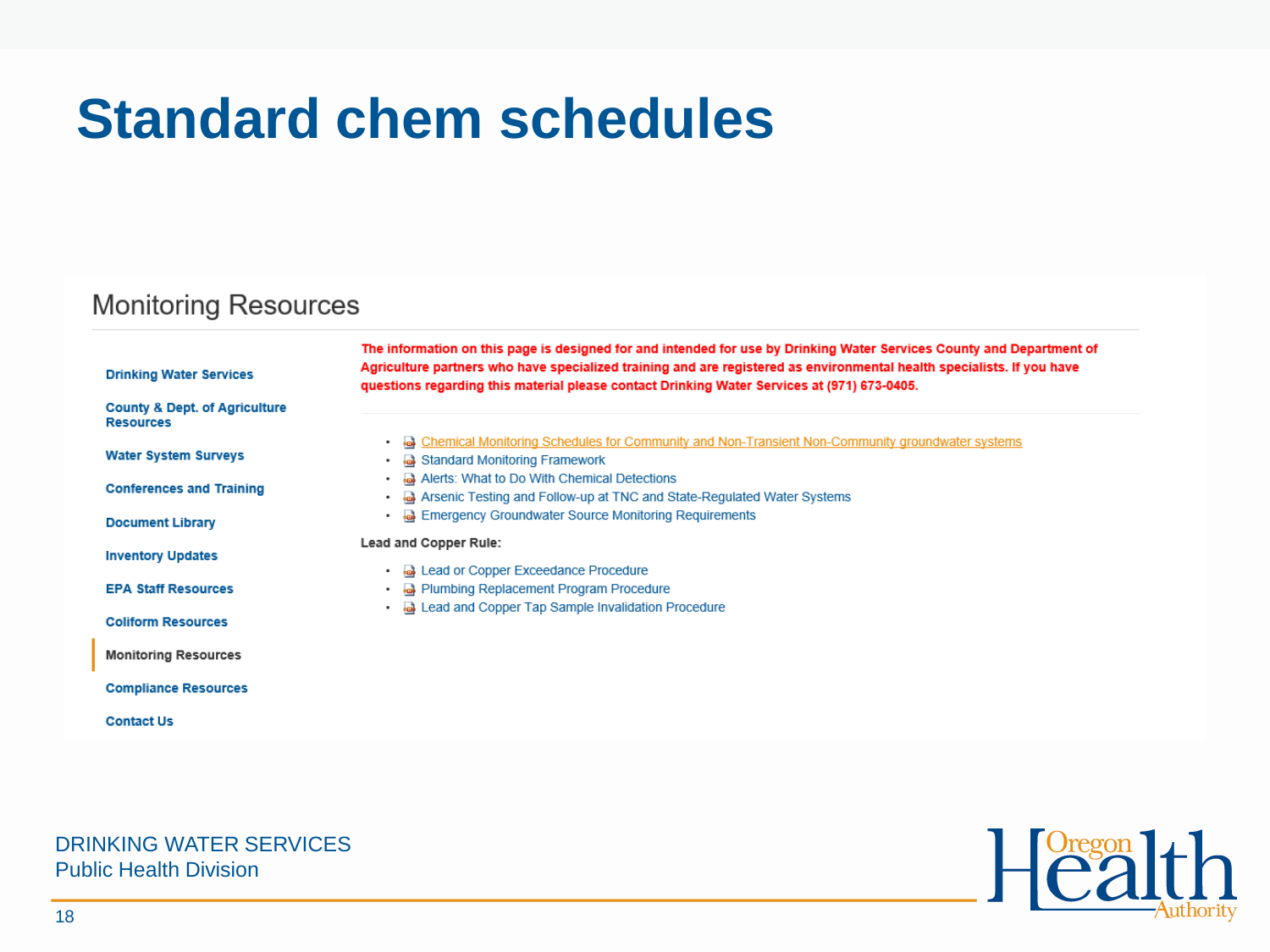# Standard chem schedules

## Monitoring Resources

- Drinking Water Services
- County & Dept. of Agriculture Resources
- Water System Surveys
- Conferences and Training
- Document Library
- Inventory Updates
- EPA Staff Resources
- Coliform Resources
- Monitoring Resources
- Compliance Resources
- Contact Us

**The information on this page is designed for and intended for use by Drinking Water Services County and Department of Agriculture partners who have specialized training and are registered as environmental health specialists. If you have questions regarding this material please contact Drinking Water Services at (971) 673-0405.**

- Chemical Monitoring Schedules for Community and Non-Transient Non-Community groundwater systems
- Standard Monitoring Framework
- Alerts: What to Do With Chemical Detections
- Arsenic Testing and Follow-up at TNC and State-Regulated Water Systems
- Emergency Groundwater Source Monitoring Requirements

**Lead and Copper Rule:**

- Lead or Copper Exceedance Procedure
- Plumbing Replacement Program Procedure
- Lead and Copper Tap Sample Invalidation Procedure

DRINKING WATER SERVICES
Public Health Division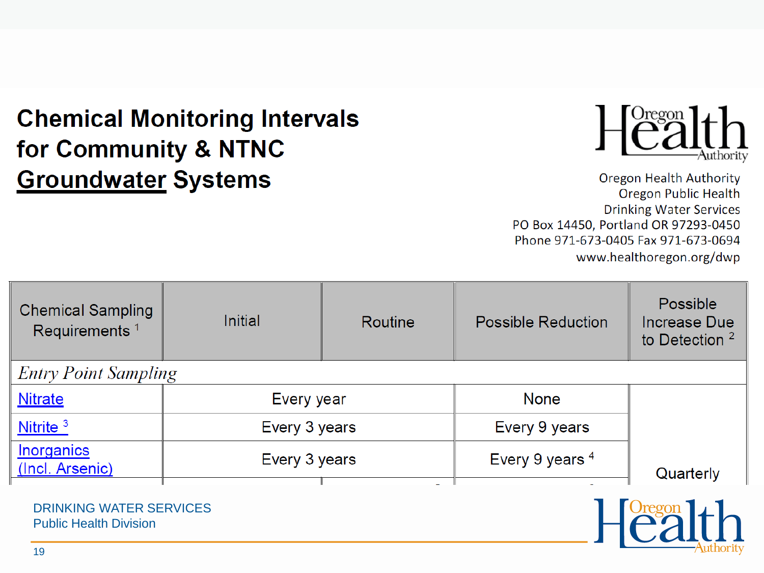# Chemical Monitoring Intervals for Community & NTNC Groundwater Systems

Oregon Health Authority
Oregon Public Health
Drinking Water Services
PO Box 14450, Portland OR 97293-0450
Phone 971-673-0405 Fax 971-673-0694
www.healthoregon.org/dwp

| Chemical Sampling Requirements [1] | Initial | Routine | Possible Reduction | Possible Increase Due to Detection [2] |
|---|---|---|---|---|
| *Entry Point Sampling* | | | | |
| Nitrate | Every year | | None | Quarterly |
| Nitrite [3] | Every 3 years | | Every 9 years | |
| Inorganics (Incl. Arsenic) | Every 3 years | | Every 9 years [4] | |

DRINKING WATER SERVICES
Public Health Division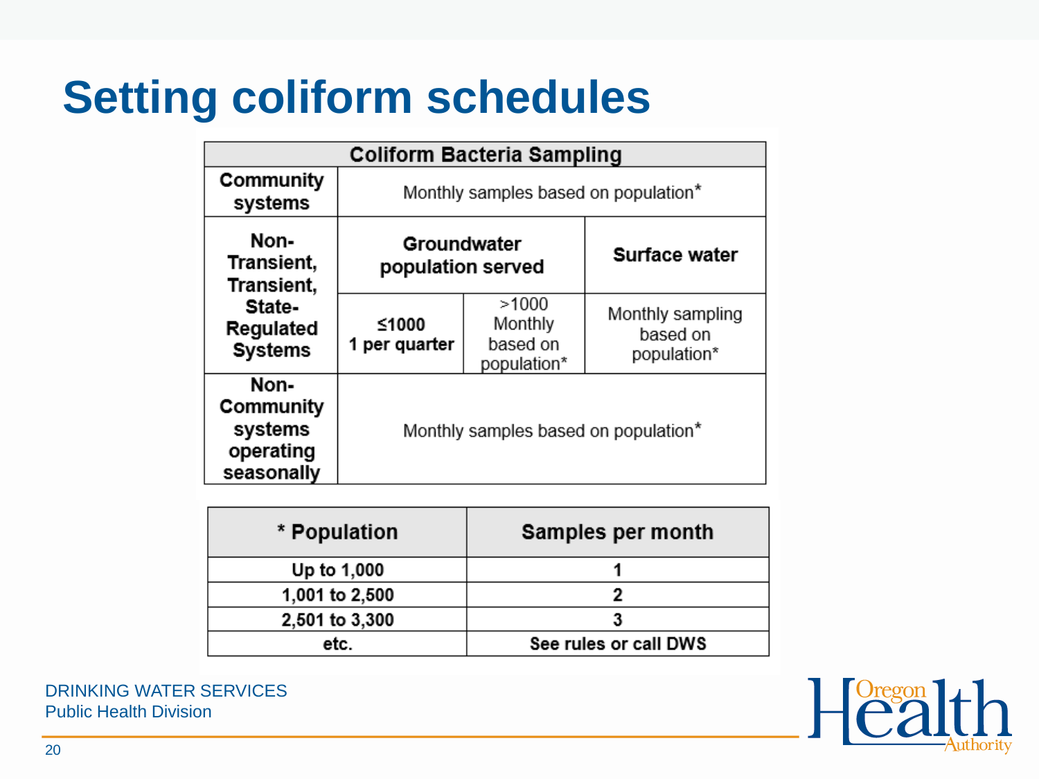# Setting coliform schedules

| Coliform Bacteria Sampling | | | |
|---|---|---|---|
| **Community systems** | Monthly samples based on population* | | |
| **Non-Transient, Transient, State-Regulated Systems** | **Groundwater population served** | | **Surface water** |
| | **≤1000 1 per quarter** | >1000 Monthly based on population* | Monthly sampling based on population* |
| **Non-Community systems operating seasonally** | Monthly samples based on population* | | |

| * Population | Samples per month |
|---|---|
| Up to 1,000 | 1 |
| 1,001 to 2,500 | 2 |
| 2,501 to 3,300 | 3 |
| etc. | See rules or call DWS |

DRINKING WATER SERVICES
Public Health Division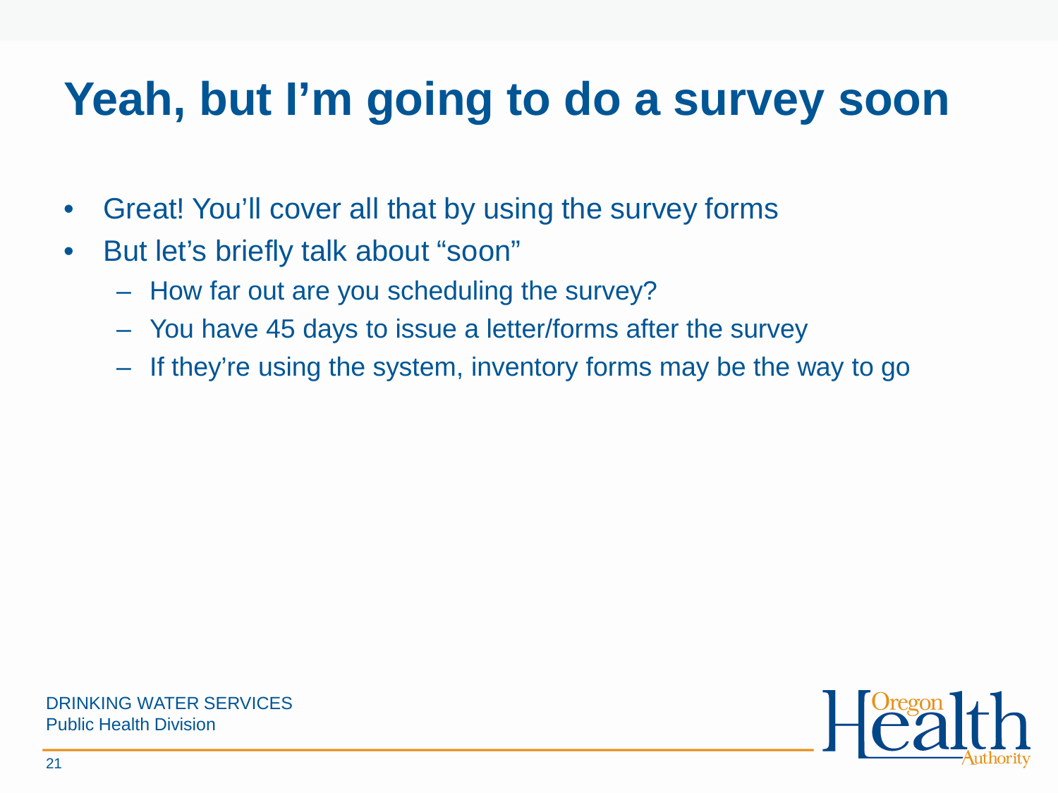# Yeah, but I'm going to do a survey soon

- Great! You'll cover all that by using the survey forms
- But let's briefly talk about "soon"
  - How far out are you scheduling the survey?
  - You have 45 days to issue a letter/forms after the survey
  - If they're using the system, inventory forms may be the way to go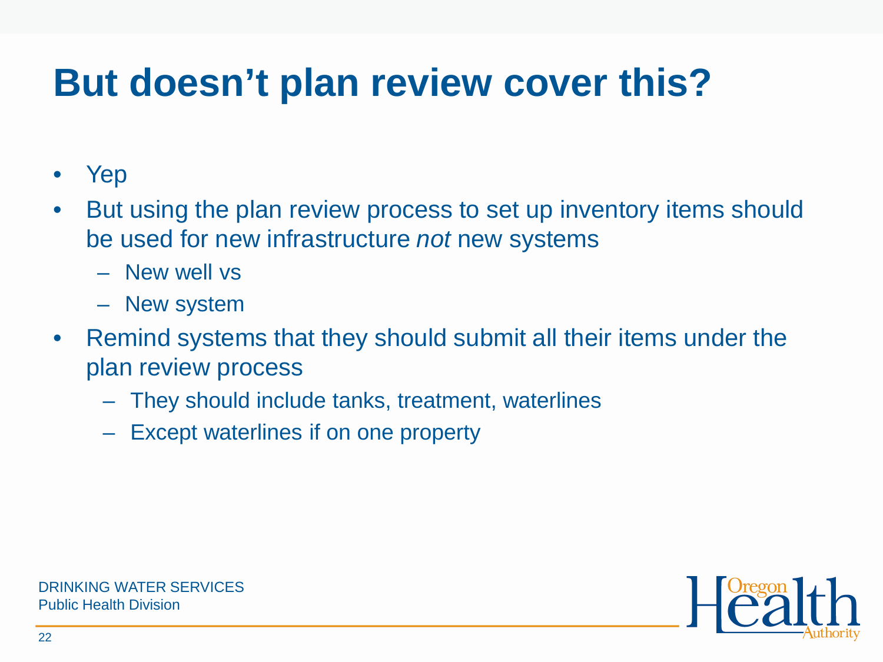# But doesn't plan review cover this?

- Yep
- But using the plan review process to set up inventory items should be used for new infrastructure *not* new systems
  - New well vs
  - New system
- Remind systems that they should submit all their items under the plan review process
  - They should include tanks, treatment, waterlines
  - Except waterlines if on one property

DRINKING WATER SERVICES
Public Health Division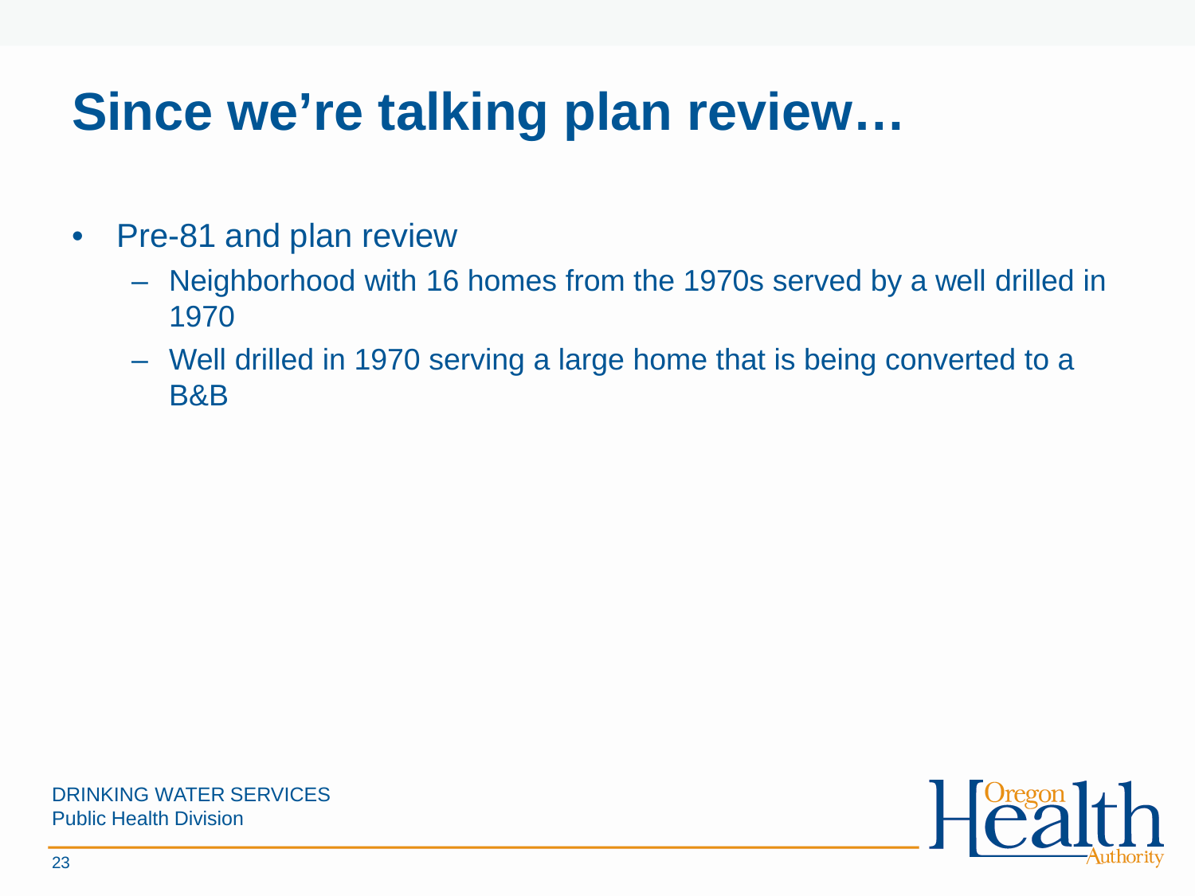# Since we're talking plan review…

- Pre-81 and plan review
  - Neighborhood with 16 homes from the 1970s served by a well drilled in 1970
  - Well drilled in 1970 serving a large home that is being converted to a B&B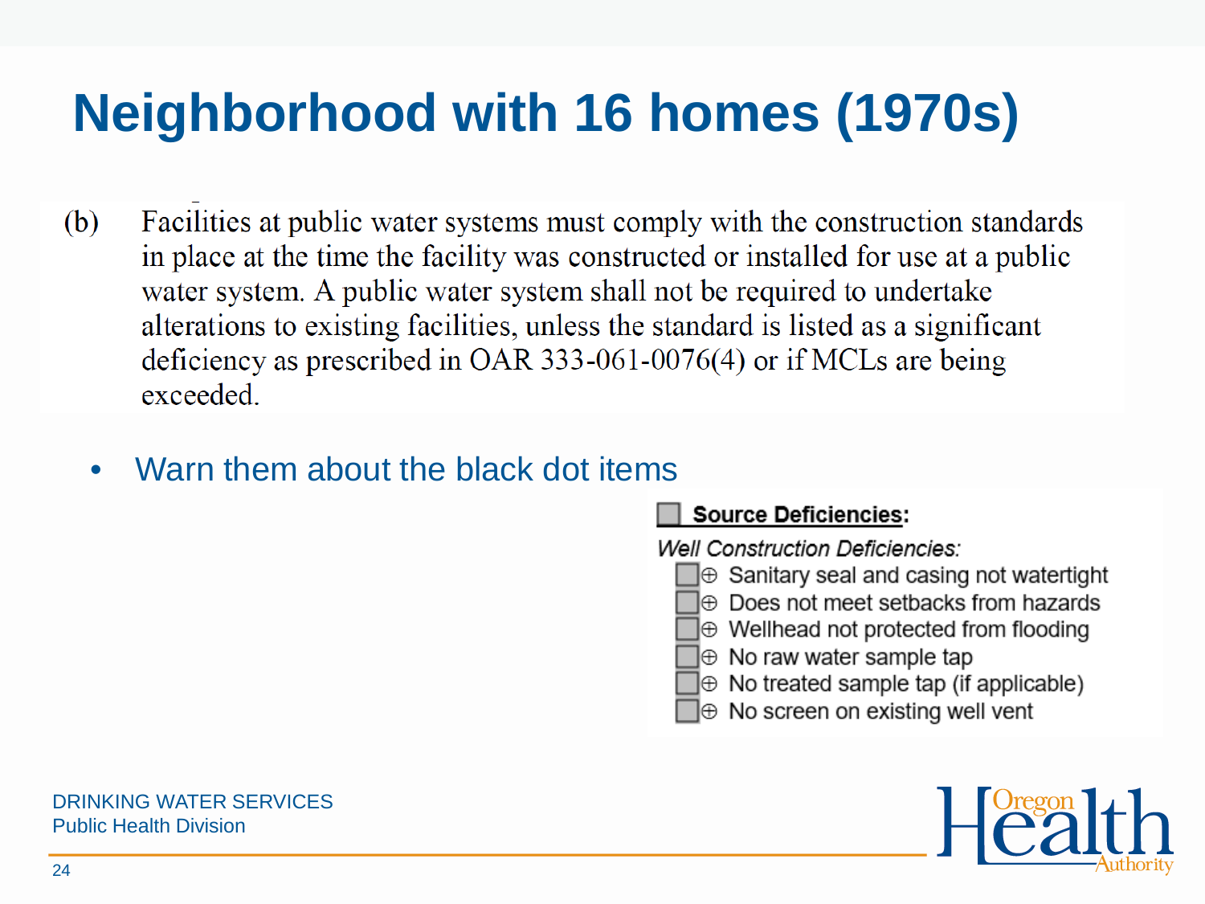# Neighborhood with 16 homes (1970s)

(b) Facilities at public water systems must comply with the construction standards in place at the time the facility was constructed or installed for use at a public water system. A public water system shall not be required to undertake alterations to existing facilities, unless the standard is listed as a significant deficiency as prescribed in OAR 333-061-0076(4) or if MCLs are being exceeded.

- Warn them about the black dot items

☐ **Source Deficiencies:**

*Well Construction Deficiencies:*

- ☐ ⊕ Sanitary seal and casing not watertight
- ☐ ⊕ Does not meet setbacks from hazards
- ☐ ⊕ Wellhead not protected from flooding
- ☐ ⊕ No raw water sample tap
- ☐ ⊕ No treated sample tap (if applicable)
- ☐ ⊕ No screen on existing well vent

DRINKING WATER SERVICES
Public Health Division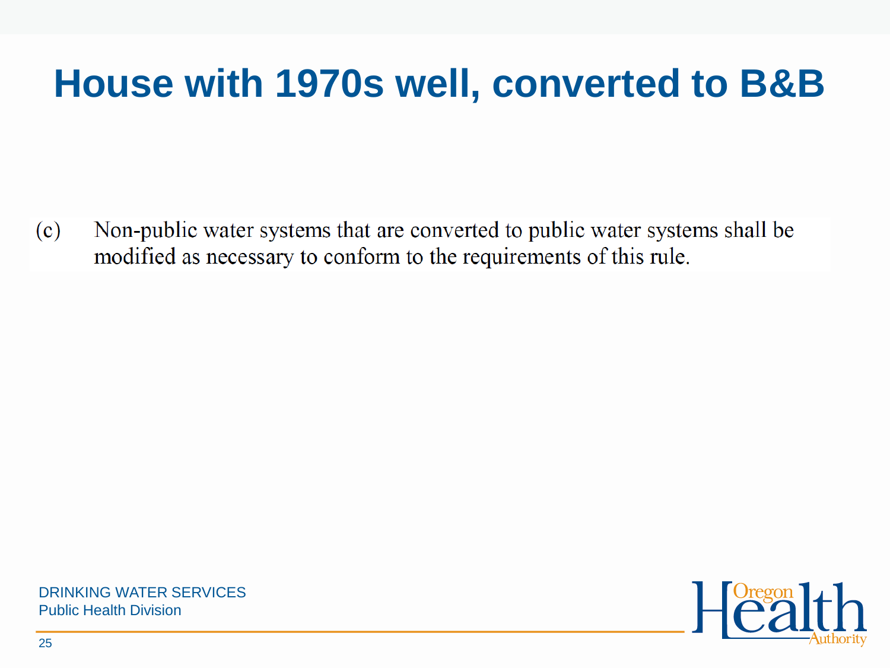# House with 1970s well, converted to B&B

(c) Non-public water systems that are converted to public water systems shall be modified as necessary to conform to the requirements of this rule.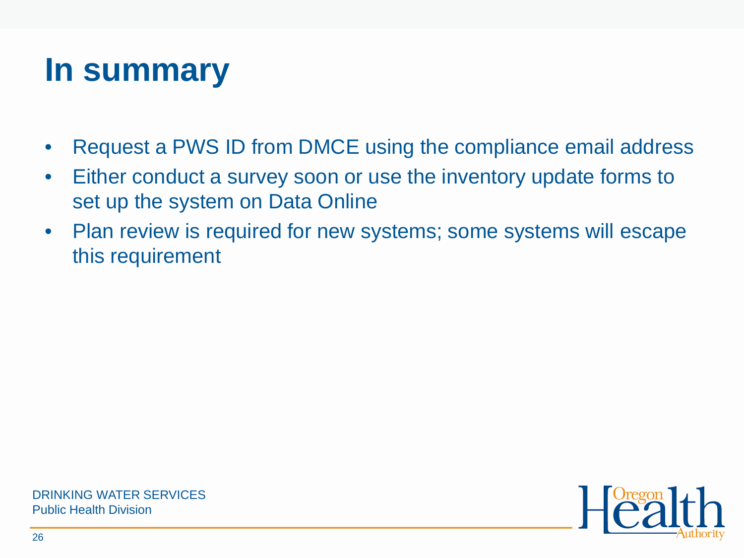# In summary

- Request a PWS ID from DMCE using the compliance email address
- Either conduct a survey soon or use the inventory update forms to set up the system on Data Online
- Plan review is required for new systems; some systems will escape this requirement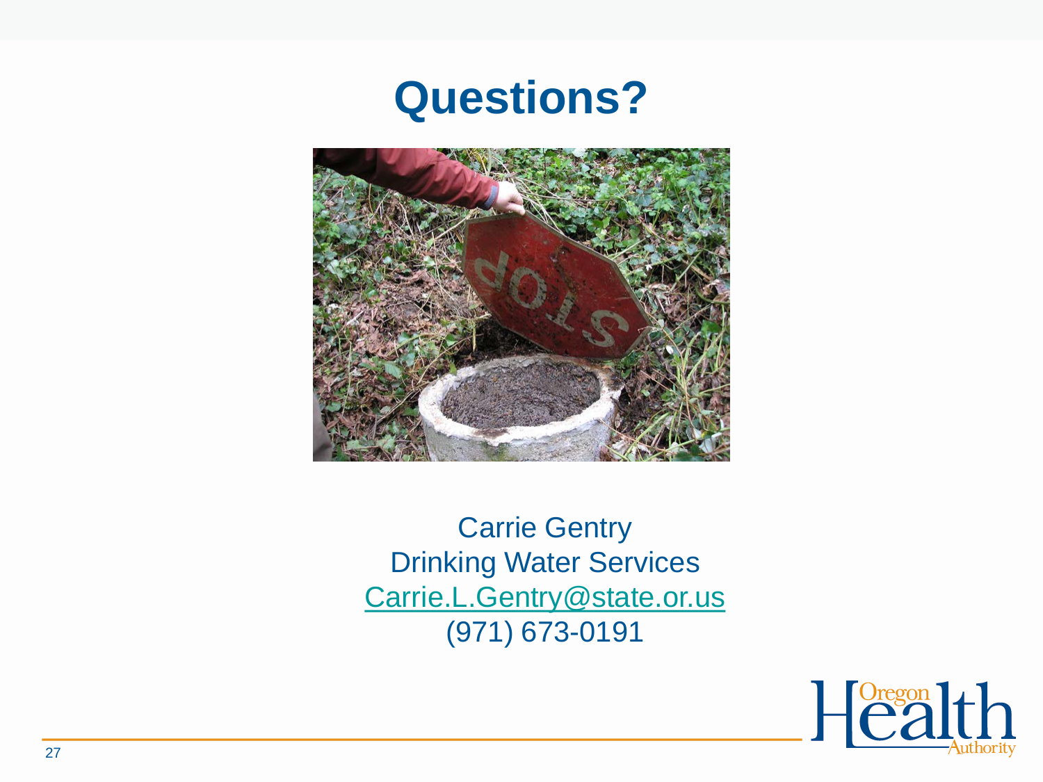# Questions?

Carrie Gentry
Drinking Water Services
Carrie.L.Gentry@state.or.us
(971) 673-0191